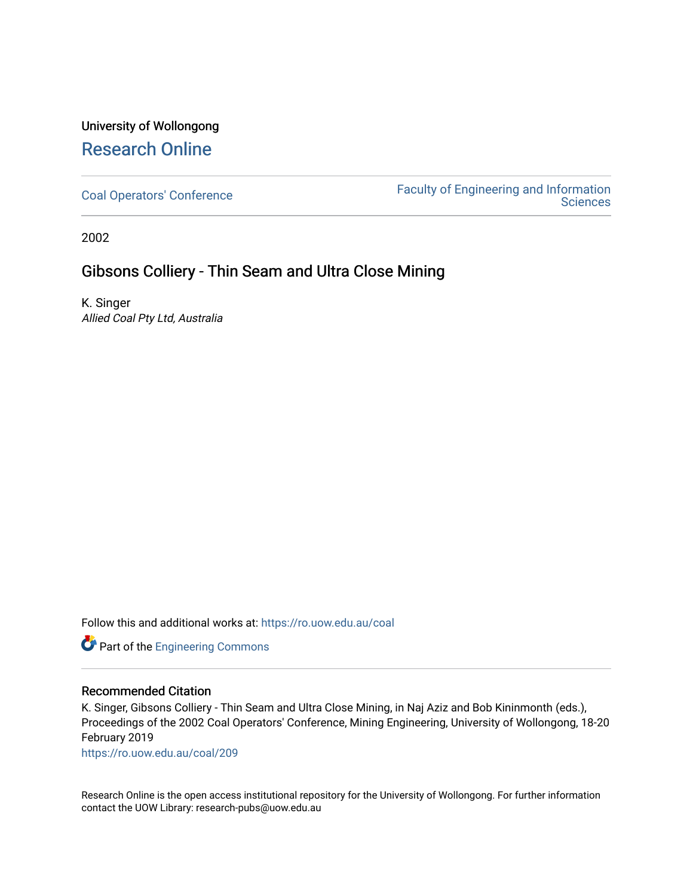University of Wollongong

# Research Online

Coal Operators' Conference

Faculty of Engineering and Information Sciences

2002

# Gibsons Colliery - Thin Seam and Ultra Close Mining

K. Singer
*Allied Coal Pty Ltd, Australia*

Follow this and additional works at: https://ro.uow.edu.au/coal

Part of the Engineering Commons

## Recommended Citation

K. Singer, Gibsons Colliery - Thin Seam and Ultra Close Mining, in Naj Aziz and Bob Kininmonth (eds.), Proceedings of the 2002 Coal Operators' Conference, Mining Engineering, University of Wollongong, 18-20 February 2019
https://ro.uow.edu.au/coal/209

Research Online is the open access institutional repository for the University of Wollongong. For further information contact the UOW Library: research-pubs@uow.edu.au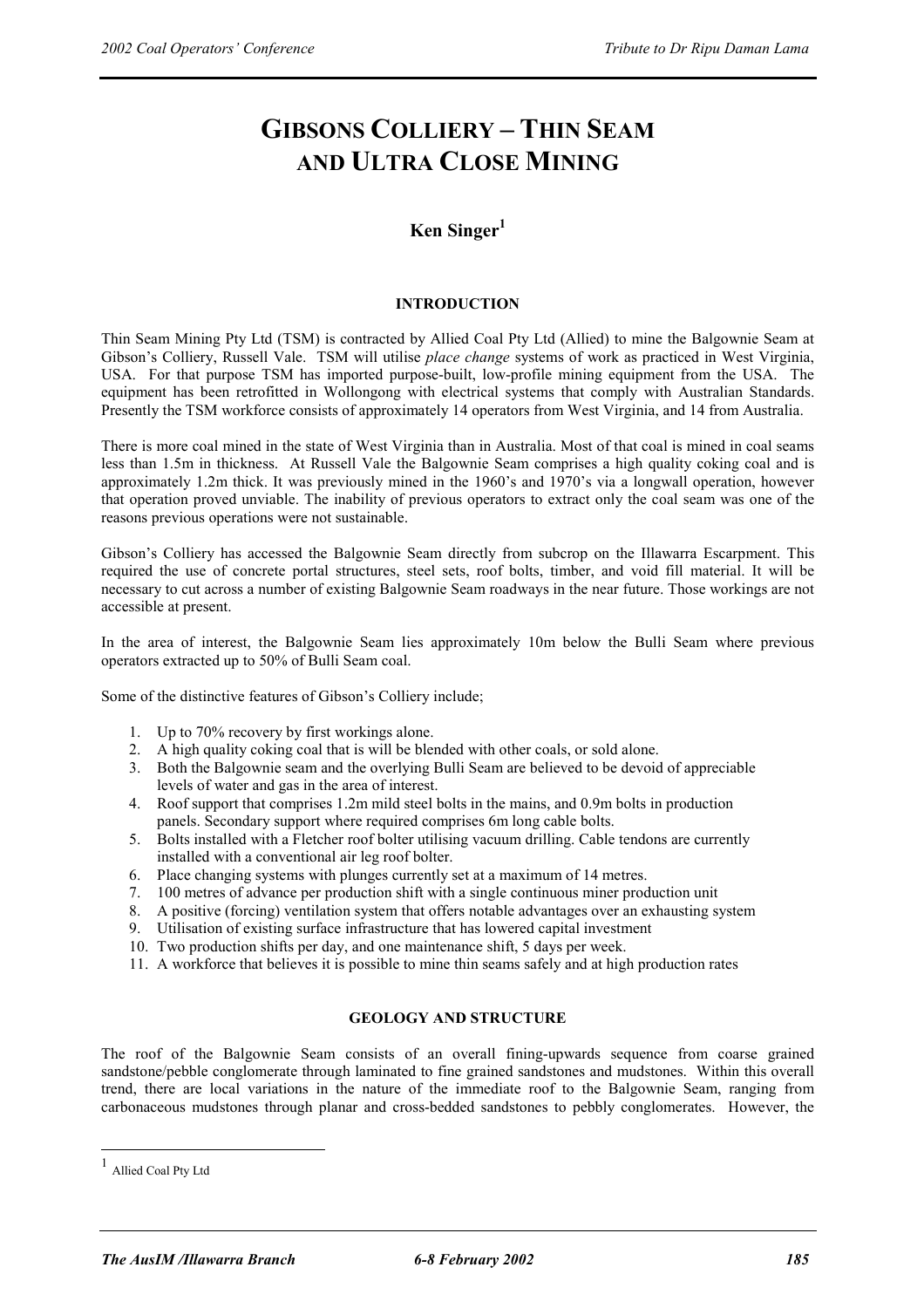# GIBSONS COLLIERY – THIN SEAM AND ULTRA CLOSE MINING

## Ken Singer[1]

### INTRODUCTION

Thin Seam Mining Pty Ltd (TSM) is contracted by Allied Coal Pty Ltd (Allied) to mine the Balgownie Seam at Gibson's Colliery, Russell Vale. TSM will utilise *place change* systems of work as practiced in West Virginia, USA. For that purpose TSM has imported purpose-built, low-profile mining equipment from the USA. The equipment has been retrofitted in Wollongong with electrical systems that comply with Australian Standards. Presently the TSM workforce consists of approximately 14 operators from West Virginia, and 14 from Australia.

There is more coal mined in the state of West Virginia than in Australia. Most of that coal is mined in coal seams less than 1.5m in thickness. At Russell Vale the Balgownie Seam comprises a high quality coking coal and is approximately 1.2m thick. It was previously mined in the 1960's and 1970's via a longwall operation, however that operation proved unviable. The inability of previous operators to extract only the coal seam was one of the reasons previous operations were not sustainable.

Gibson's Colliery has accessed the Balgownie Seam directly from subcrop on the Illawarra Escarpment. This required the use of concrete portal structures, steel sets, roof bolts, timber, and void fill material. It will be necessary to cut across a number of existing Balgownie Seam roadways in the near future. Those workings are not accessible at present.

In the area of interest, the Balgownie Seam lies approximately 10m below the Bulli Seam where previous operators extracted up to 50% of Bulli Seam coal.

Some of the distinctive features of Gibson's Colliery include;

1. Up to 70% recovery by first workings alone.
2. A high quality coking coal that is will be blended with other coals, or sold alone.
3. Both the Balgownie seam and the overlying Bulli Seam are believed to be devoid of appreciable levels of water and gas in the area of interest.
4. Roof support that comprises 1.2m mild steel bolts in the mains, and 0.9m bolts in production panels. Secondary support where required comprises 6m long cable bolts.
5. Bolts installed with a Fletcher roof bolter utilising vacuum drilling. Cable tendons are currently installed with a conventional air leg roof bolter.
6. Place changing systems with plunges currently set at a maximum of 14 metres.
7. 100 metres of advance per production shift with a single continuous miner production unit
8. A positive (forcing) ventilation system that offers notable advantages over an exhausting system
9. Utilisation of existing surface infrastructure that has lowered capital investment
10. Two production shifts per day, and one maintenance shift, 5 days per week.
11. A workforce that believes it is possible to mine thin seams safely and at high production rates

### GEOLOGY AND STRUCTURE

The roof of the Balgownie Seam consists of an overall fining-upwards sequence from coarse grained sandstone/pebble conglomerate through laminated to fine grained sandstones and mudstones. Within this overall trend, there are local variations in the nature of the immediate roof to the Balgownie Seam, ranging from carbonaceous mudstones through planar and cross-bedded sandstones to pebbly conglomerates. However, the

---

[1] Allied Coal Pty Ltd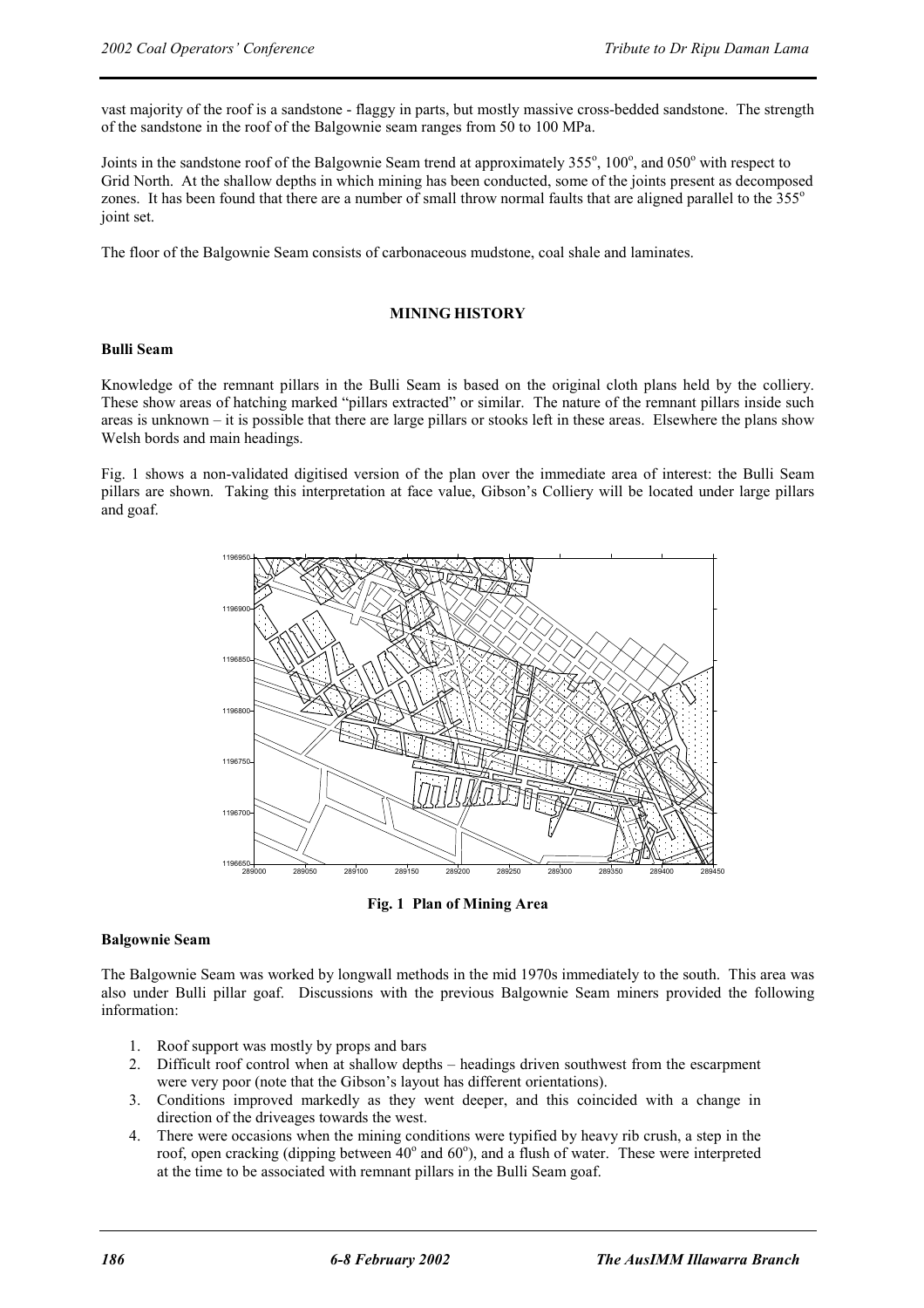vast majority of the roof is a sandstone - flaggy in parts, but mostly massive cross-bedded sandstone. The strength of the sandstone in the roof of the Balgownie seam ranges from 50 to 100 MPa.

Joints in the sandstone roof of the Balgownie Seam trend at approximately 355°, 100°, and 050° with respect to Grid North. At the shallow depths in which mining has been conducted, some of the joints present as decomposed zones. It has been found that there are a number of small throw normal faults that are aligned parallel to the 355° joint set.

The floor of the Balgownie Seam consists of carbonaceous mudstone, coal shale and laminates.

## MINING HISTORY

### Bulli Seam

Knowledge of the remnant pillars in the Bulli Seam is based on the original cloth plans held by the colliery. These show areas of hatching marked "pillars extracted" or similar. The nature of the remnant pillars inside such areas is unknown – it is possible that there are large pillars or stooks left in these areas. Elsewhere the plans show Welsh bords and main headings.

Fig. 1 shows a non-validated digitised version of the plan over the immediate area of interest: the Bulli Seam pillars are shown. Taking this interpretation at face value, Gibson's Colliery will be located under large pillars and goaf.

**Fig. 1 Plan of Mining Area**

### Balgownie Seam

The Balgownie Seam was worked by longwall methods in the mid 1970s immediately to the south. This area was also under Bulli pillar goaf. Discussions with the previous Balgownie Seam miners provided the following information:

1. Roof support was mostly by props and bars
2. Difficult roof control when at shallow depths – headings driven southwest from the escarpment were very poor (note that the Gibson's layout has different orientations).
3. Conditions improved markedly as they went deeper, and this coincided with a change in direction of the driveages towards the west.
4. There were occasions when the mining conditions were typified by heavy rib crush, a step in the roof, open cracking (dipping between 40° and 60°), and a flush of water. These were interpreted at the time to be associated with remnant pillars in the Bulli Seam goaf.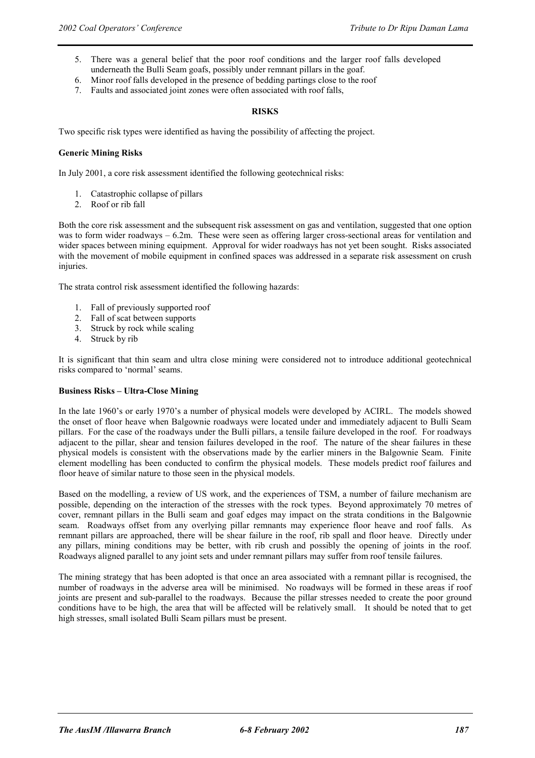5. There was a general belief that the poor roof conditions and the larger roof falls developed underneath the Bulli Seam goafs, possibly under remnant pillars in the goaf.
6. Minor roof falls developed in the presence of bedding partings close to the roof
7. Faults and associated joint zones were often associated with roof falls,

## RISKS

Two specific risk types were identified as having the possibility of affecting the project.

### Generic Mining Risks

In July 2001, a core risk assessment identified the following geotechnical risks:

1. Catastrophic collapse of pillars
2. Roof or rib fall

Both the core risk assessment and the subsequent risk assessment on gas and ventilation, suggested that one option was to form wider roadways – 6.2m. These were seen as offering larger cross-sectional areas for ventilation and wider spaces between mining equipment. Approval for wider roadways has not yet been sought. Risks associated with the movement of mobile equipment in confined spaces was addressed in a separate risk assessment on crush injuries.

The strata control risk assessment identified the following hazards:

1. Fall of previously supported roof
2. Fall of scat between supports
3. Struck by rock while scaling
4. Struck by rib

It is significant that thin seam and ultra close mining were considered not to introduce additional geotechnical risks compared to 'normal' seams.

### Business Risks – Ultra-Close Mining

In the late 1960's or early 1970's a number of physical models were developed by ACIRL. The models showed the onset of floor heave when Balgownie roadways were located under and immediately adjacent to Bulli Seam pillars. For the case of the roadways under the Bulli pillars, a tensile failure developed in the roof. For roadways adjacent to the pillar, shear and tension failures developed in the roof. The nature of the shear failures in these physical models is consistent with the observations made by the earlier miners in the Balgownie Seam. Finite element modelling has been conducted to confirm the physical models. These models predict roof failures and floor heave of similar nature to those seen in the physical models.

Based on the modelling, a review of US work, and the experiences of TSM, a number of failure mechanism are possible, depending on the interaction of the stresses with the rock types. Beyond approximately 70 metres of cover, remnant pillars in the Bulli seam and goaf edges may impact on the strata conditions in the Balgownie seam. Roadways offset from any overlying pillar remnants may experience floor heave and roof falls. As remnant pillars are approached, there will be shear failure in the roof, rib spall and floor heave. Directly under any pillars, mining conditions may be better, with rib crush and possibly the opening of joints in the roof. Roadways aligned parallel to any joint sets and under remnant pillars may suffer from roof tensile failures.

The mining strategy that has been adopted is that once an area associated with a remnant pillar is recognised, the number of roadways in the adverse area will be minimised. No roadways will be formed in these areas if roof joints are present and sub-parallel to the roadways. Because the pillar stresses needed to create the poor ground conditions have to be high, the area that will be affected will be relatively small. It should be noted that to get high stresses, small isolated Bulli Seam pillars must be present.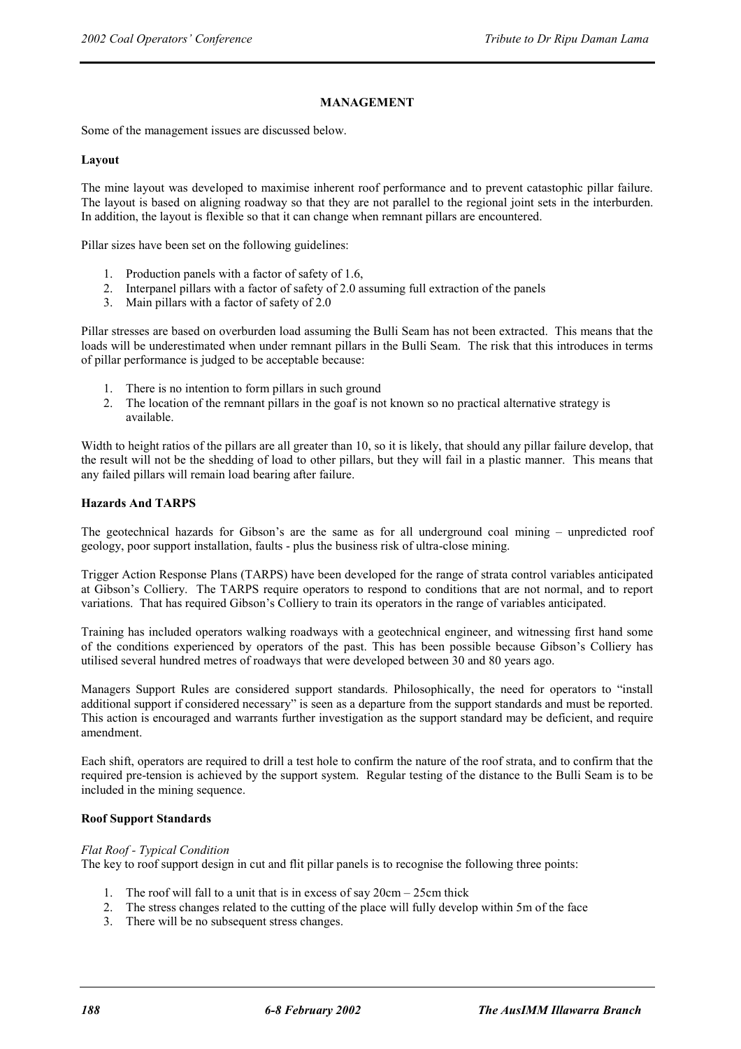## MANAGEMENT

Some of the management issues are discussed below.

### Layout

The mine layout was developed to maximise inherent roof performance and to prevent catastophic pillar failure. The layout is based on aligning roadway so that they are not parallel to the regional joint sets in the interburden. In addition, the layout is flexible so that it can change when remnant pillars are encountered.

Pillar sizes have been set on the following guidelines:

1. Production panels with a factor of safety of 1.6,
2. Interpanel pillars with a factor of safety of 2.0 assuming full extraction of the panels
3. Main pillars with a factor of safety of 2.0

Pillar stresses are based on overburden load assuming the Bulli Seam has not been extracted. This means that the loads will be underestimated when under remnant pillars in the Bulli Seam. The risk that this introduces in terms of pillar performance is judged to be acceptable because:

1. There is no intention to form pillars in such ground
2. The location of the remnant pillars in the goaf is not known so no practical alternative strategy is available.

Width to height ratios of the pillars are all greater than 10, so it is likely, that should any pillar failure develop, that the result will not be the shedding of load to other pillars, but they will fail in a plastic manner. This means that any failed pillars will remain load bearing after failure.

### Hazards And TARPS

The geotechnical hazards for Gibson's are the same as for all underground coal mining – unpredicted roof geology, poor support installation, faults - plus the business risk of ultra-close mining.

Trigger Action Response Plans (TARPS) have been developed for the range of strata control variables anticipated at Gibson's Colliery. The TARPS require operators to respond to conditions that are not normal, and to report variations. That has required Gibson's Colliery to train its operators in the range of variables anticipated.

Training has included operators walking roadways with a geotechnical engineer, and witnessing first hand some of the conditions experienced by operators of the past. This has been possible because Gibson's Colliery has utilised several hundred metres of roadways that were developed between 30 and 80 years ago.

Managers Support Rules are considered support standards. Philosophically, the need for operators to "install additional support if considered necessary" is seen as a departure from the support standards and must be reported. This action is encouraged and warrants further investigation as the support standard may be deficient, and require amendment.

Each shift, operators are required to drill a test hole to confirm the nature of the roof strata, and to confirm that the required pre-tension is achieved by the support system. Regular testing of the distance to the Bulli Seam is to be included in the mining sequence.

### Roof Support Standards

*Flat Roof - Typical Condition*

The key to roof support design in cut and flit pillar panels is to recognise the following three points:

1. The roof will fall to a unit that is in excess of say 20cm – 25cm thick
2. The stress changes related to the cutting of the place will fully develop within 5m of the face
3. There will be no subsequent stress changes.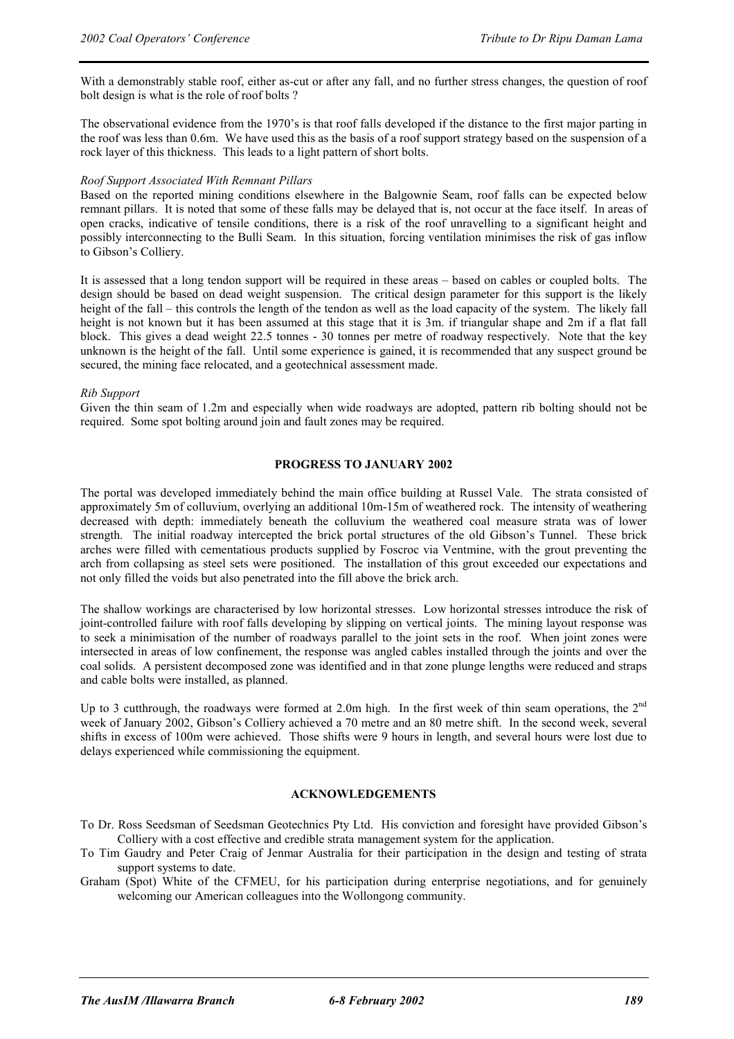With a demonstrably stable roof, either as-cut or after any fall, and no further stress changes, the question of roof bolt design is what is the role of roof bolts ?

The observational evidence from the 1970's is that roof falls developed if the distance to the first major parting in the roof was less than 0.6m. We have used this as the basis of a roof support strategy based on the suspension of a rock layer of this thickness. This leads to a light pattern of short bolts.

*Roof Support Associated With Remnant Pillars*

Based on the reported mining conditions elsewhere in the Balgownie Seam, roof falls can be expected below remnant pillars. It is noted that some of these falls may be delayed that is, not occur at the face itself. In areas of open cracks, indicative of tensile conditions, there is a risk of the roof unravelling to a significant height and possibly interconnecting to the Bulli Seam. In this situation, forcing ventilation minimises the risk of gas inflow to Gibson's Colliery.

It is assessed that a long tendon support will be required in these areas – based on cables or coupled bolts. The design should be based on dead weight suspension. The critical design parameter for this support is the likely height of the fall – this controls the length of the tendon as well as the load capacity of the system. The likely fall height is not known but it has been assumed at this stage that it is 3m. if triangular shape and 2m if a flat fall block. This gives a dead weight 22.5 tonnes - 30 tonnes per metre of roadway respectively. Note that the key unknown is the height of the fall. Until some experience is gained, it is recommended that any suspect ground be secured, the mining face relocated, and a geotechnical assessment made.

*Rib Support*

Given the thin seam of 1.2m and especially when wide roadways are adopted, pattern rib bolting should not be required. Some spot bolting around join and fault zones may be required.

## PROGRESS TO JANUARY 2002

The portal was developed immediately behind the main office building at Russel Vale. The strata consisted of approximately 5m of colluvium, overlying an additional 10m-15m of weathered rock. The intensity of weathering decreased with depth: immediately beneath the colluvium the weathered coal measure strata was of lower strength. The initial roadway intercepted the brick portal structures of the old Gibson's Tunnel. These brick arches were filled with cementatious products supplied by Foscroc via Ventmine, with the grout preventing the arch from collapsing as steel sets were positioned. The installation of this grout exceeded our expectations and not only filled the voids but also penetrated into the fill above the brick arch.

The shallow workings are characterised by low horizontal stresses. Low horizontal stresses introduce the risk of joint-controlled failure with roof falls developing by slipping on vertical joints. The mining layout response was to seek a minimisation of the number of roadways parallel to the joint sets in the roof. When joint zones were intersected in areas of low confinement, the response was angled cables installed through the joints and over the coal solids. A persistent decomposed zone was identified and in that zone plunge lengths were reduced and straps and cable bolts were installed, as planned.

Up to 3 cutthrough, the roadways were formed at 2.0m high. In the first week of thin seam operations, the 2nd week of January 2002, Gibson's Colliery achieved a 70 metre and an 80 metre shift. In the second week, several shifts in excess of 100m were achieved. Those shifts were 9 hours in length, and several hours were lost due to delays experienced while commissioning the equipment.

## ACKNOWLEDGEMENTS

To Dr. Ross Seedsman of Seedsman Geotechnics Pty Ltd. His conviction and foresight have provided Gibson's Colliery with a cost effective and credible strata management system for the application.

To Tim Gaudry and Peter Craig of Jenmar Australia for their participation in the design and testing of strata support systems to date.

Graham (Spot) White of the CFMEU, for his participation during enterprise negotiations, and for genuinely welcoming our American colleagues into the Wollongong community.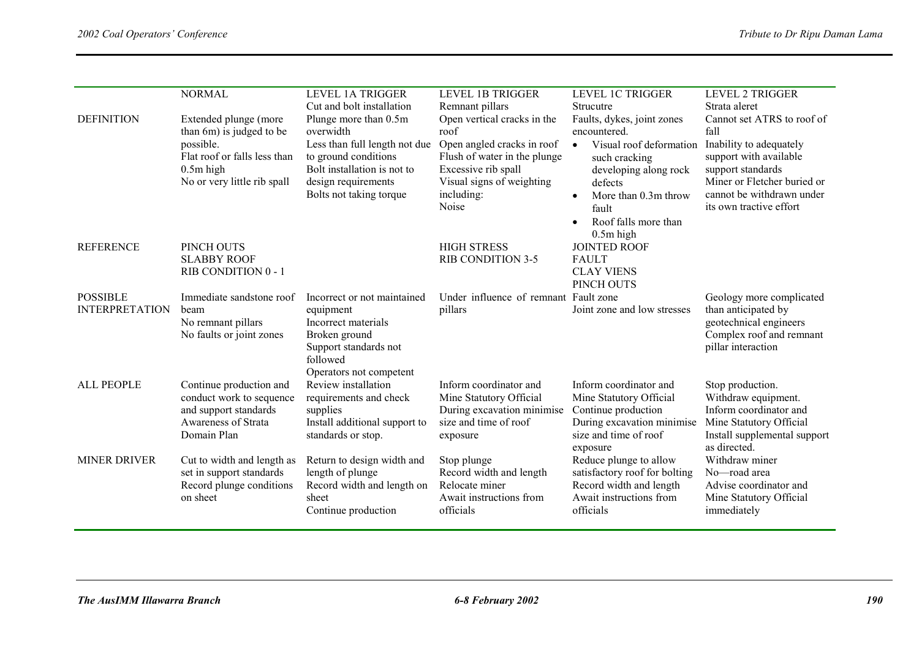| | NORMAL | LEVEL 1A TRIGGER<br>Cut and bolt installation | LEVEL 1B TRIGGER<br>Remnant pillars | LEVEL 1C TRIGGER<br>Strucutre | LEVEL 2 TRIGGER<br>Strata aleret |
|---|---|---|---|---|---|
| DEFINITION | Extended plunge (more than 6m) is judged to be possible.<br>Flat roof or falls less than 0.5m high<br>No or very little rib spall | Plunge more than 0.5m overwidth<br>Less than full length not due to ground conditions<br>Bolt installation is not to design requirements<br>Bolts not taking torque | Open vertical cracks in the roof<br>Open angled cracks in roof<br>Flush of water in the plunge<br>Excessive rib spall<br>Visual signs of weighting including:<br>Noise | Faults, dykes, joint zones encountered.<br>• Visual roof deformation such cracking developing along rock defects<br>• More than 0.3m throw fault<br>• Roof falls more than 0.5m high | Cannot set ATRS to roof of fall<br>Inability to adequately support with available support standards<br>Miner or Fletcher buried or cannot be withdrawn under its own tractive effort |
| REFERENCE | PINCH OUTS<br>SLABBY ROOF<br>RIB CONDITION 0 - 1 | | HIGH STRESS<br>RIB CONDITION 3-5 | JOINTED ROOF<br>FAULT<br>CLAY VIENS<br>PINCH OUTS | |
| POSSIBLE INTERPRETATION | Immediate sandstone roof beam<br>No remnant pillars<br>No faults or joint zones | Incorrect or not maintained equipment<br>Incorrect materials<br>Broken ground<br>Support standards not followed<br>Operators not competent | Under influence of remnant pillars | Fault zone<br>Joint zone and low stresses | Geology more complicated than anticipated by geotechnical engineers<br>Complex roof and remnant pillar interaction |
| ALL PEOPLE | Continue production and conduct work to sequence and support standards<br>Awareness of Strata Domain Plan | Review installation requirements and check supplies<br>Install additional support to standards or stop. | Inform coordinator and Mine Statutory Official<br>During excavation minimise size and time of roof exposure | Inform coordinator and Mine Statutory Official<br>Continue production<br>During excavation minimise size and time of roof exposure | Stop production.<br>Withdraw equipment.<br>Inform coordinator and Mine Statutory Official<br>Install supplemental support as directed. |
| MINER DRIVER | Cut to width and length as set in support standards<br>Record plunge conditions on sheet | Return to design width and length of plunge<br>Record width and length on sheet<br>Continue production | Stop plunge<br>Record width and length<br>Relocate miner<br>Await instructions from officials | Reduce plunge to allow satisfactory roof for bolting<br>Record width and length<br>Await instructions from officials | Withdraw miner<br>No—road area<br>Advise coordinator and Mine Statutory Official immediately |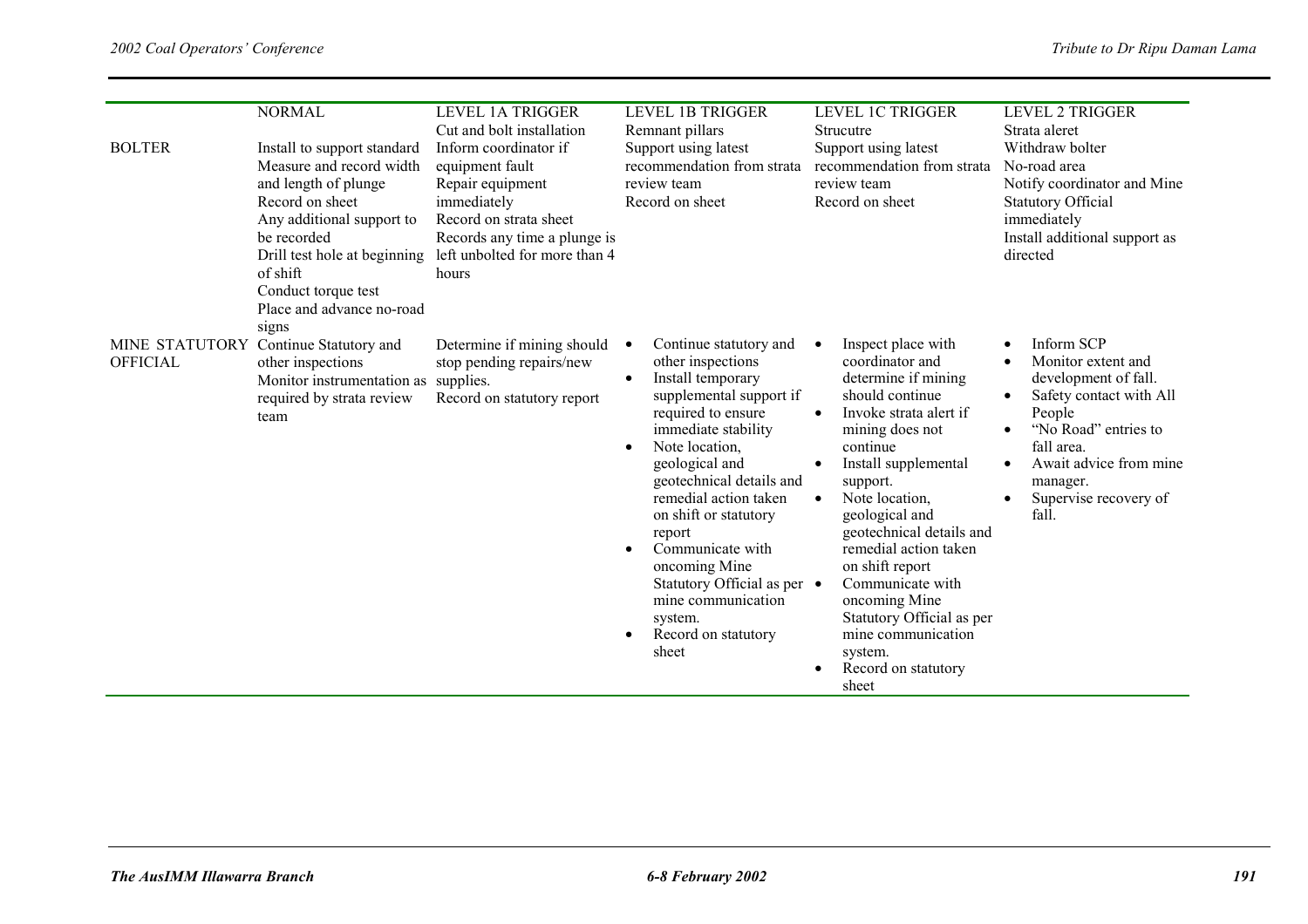| | NORMAL | LEVEL 1A TRIGGER Cut and bolt installation | LEVEL 1B TRIGGER Remnant pillars | LEVEL 1C TRIGGER Strucutre | LEVEL 2 TRIGGER Strata aleret |
|---|---|---|---|---|---|
| BOLTER | Install to support standard<br>Measure and record width and length of plunge<br>Record on sheet<br>Any additional support to be recorded<br>Drill test hole at beginning of shift<br>Conduct torque test<br>Place and advance no-road signs | Inform coordinator if equipment fault<br>Repair equipment immediately<br>Record on strata sheet<br>Records any time a plunge is left unbolted for more than 4 hours | Support using latest recommendation from strata review team<br>Record on sheet | Support using latest recommendation from strata review team<br>Record on sheet | Withdraw bolter<br>No-road area<br>Notify coordinator and Mine Statutory Official immediately<br>Install additional support as directed |
| MINE STATUTORY OFFICIAL | Continue Statutory and other inspections<br>Monitor instrumentation as required by strata review team | Determine if mining should stop pending repairs/new supplies.<br>Record on statutory report | • Continue statutory and other inspections<br>• Install temporary supplemental support if required to ensure immediate stability<br>• Note location, geological and geotechnical details and remedial action taken on shift or statutory report<br>• Communicate with oncoming Mine Statutory Official as per mine communication system.<br>• Record on statutory sheet | • Inspect place with coordinator and determine if mining should continue<br>• Invoke strata alert if mining does not continue<br>• Install supplemental support.<br>• Note location, geological and geotechnical details and remedial action taken on shift report<br>• Communicate with oncoming Mine Statutory Official as per mine communication system.<br>• Record on statutory sheet | • Inform SCP<br>• Monitor extent and development of fall.<br>• Safety contact with All People<br>• "No Road" entries to fall area.<br>• Await advice from mine manager.<br>• Supervise recovery of fall. |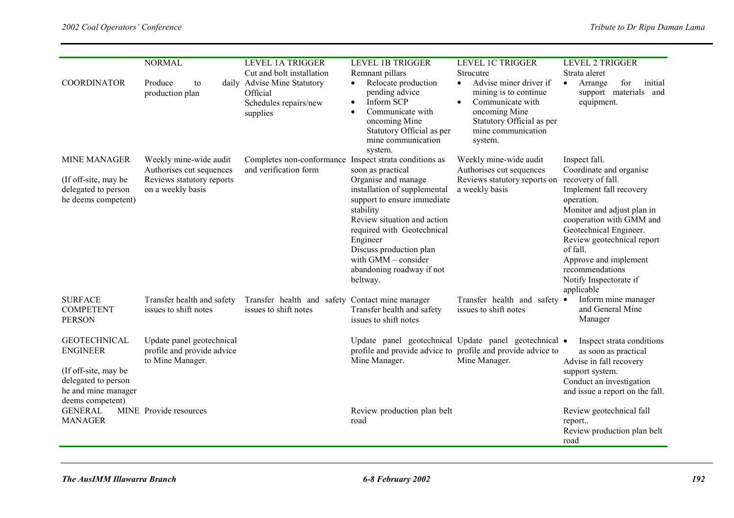| | NORMAL | LEVEL 1A TRIGGER<br>Cut and bolt installation | LEVEL 1B TRIGGER<br>Remnant pillars | LEVEL 1C TRIGGER<br>Strucutre | LEVEL 2 TRIGGER<br>Strata aleret |
|---|---|---|---|---|---|
| COORDINATOR | Produce to daily production plan | Advise Mine Statutory Official<br>Schedules repairs/new supplies | • Relocate production pending advice<br>• Inform SCP<br>• Communicate with oncoming Mine Statutory Official as per mine communication system. | • Advise miner driver if mining is to continue<br>• Communicate with oncoming Mine Statutory Official as per mine communication system. | • Arrange for initial support materials and equipment. |
| MINE MANAGER<br><br>(If off-site, may be delegated to person he deems competent) | Weekly mine-wide audit<br>Authorises cut sequences<br>Reviews statutory reports on a weekly basis | Completes non-conformance and verification form | Inspect strata conditions as soon as practical<br>Organise and manage installation of supplemental support to ensure immediate stability<br>Review situation and action required with Geotechnical Engineer<br>Discuss production plan with GMM – consider abandoning roadway if not beltway. | Weekly mine-wide audit<br>Authorises cut sequences<br>Reviews statutory reports on a weekly basis | Inspect fall.<br>Coordinate and organise recovery of fall.<br>Implement fall recovery operation.<br>Monitor and adjust plan in cooperation with GMM and Geotechnical Engineer.<br>Review geotechnical report of fall.<br>Approve and implement recommendations<br>Notify Inspectorate if applicable |
| SURFACE COMPETENT PERSON | Transfer health and safety issues to shift notes | Transfer health and safety issues to shift notes | Contact mine manager<br>Transfer health and safety issues to shift notes | Transfer health and safety issues to shift notes | • Inform mine manager and General Mine Manager |
| GEOTECHNICAL ENGINEER<br><br>(If off-site, may be delegated to person he and mine manager deems competent) | Update panel geotechnical profile and provide advice to Mine Manager. | | Update panel geotechnical profile and provide advice to Mine Manager. | Update panel geotechnical profile and provide advice to Mine Manager. | • Inspect strata conditions as soon as practical<br>Advise in fall recovery support system.<br>Conduct an investigation and issue a report on the fall. |
| GENERAL MINE MANAGER | Provide resources | | Review production plan belt road | | Review geotechnical fall report..<br>Review production plan belt road |